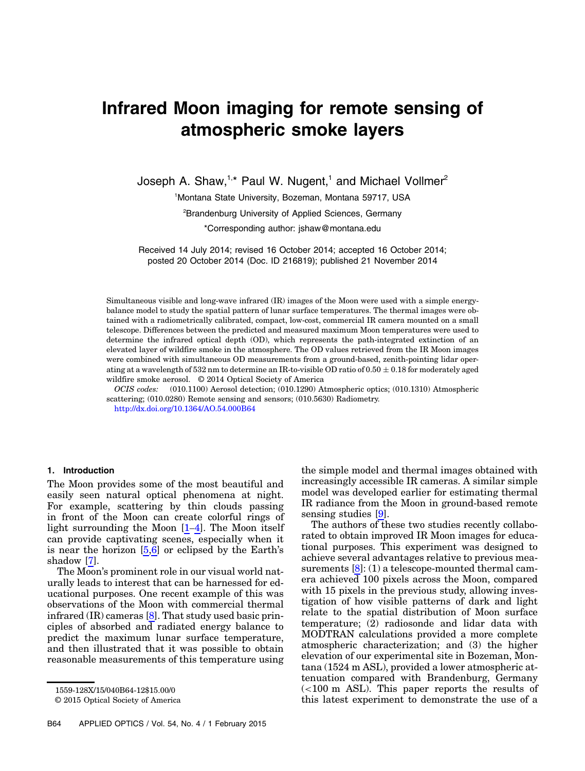# Infrared Moon imaging for remote sensing of atmospheric smoke layers

Joseph A. Shaw,[1,*] Paul W. Nugent,[1] and Michael Vollmer[2]

[1]Montana State University, Bozeman, Montana 59717, USA

[2]Brandenburg University of Applied Sciences, Germany

*Corresponding author: jshaw@montana.edu

Received 14 July 2014; revised 16 October 2014; accepted 16 October 2014; posted 20 October 2014 (Doc. ID 216819); published 21 November 2014

Simultaneous visible and long-wave infrared (IR) images of the Moon were used with a simple energy-balance model to study the spatial pattern of lunar surface temperatures. The thermal images were obtained with a radiometrically calibrated, compact, low-cost, commercial IR camera mounted on a small telescope. Differences between the predicted and measured maximum Moon temperatures were used to determine the infrared optical depth (OD), which represents the path-integrated extinction of an elevated layer of wildfire smoke in the atmosphere. The OD values retrieved from the IR Moon images were combined with simultaneous OD measurements from a ground-based, zenith-pointing lidar operating at a wavelength of 532 nm to determine an IR-to-visible OD ratio of $0.50 \pm 0.18$ for moderately aged wildfire smoke aerosol. © 2014 Optical Society of America

*OCIS codes:* (010.1100) Aerosol detection; (010.1290) Atmospheric optics; (010.1310) Atmospheric scattering; (010.0280) Remote sensing and sensors; (010.5630) Radiometry.

http://dx.doi.org/10.1364/AO.54.000B64

## 1. Introduction

The Moon provides some of the most beautiful and easily seen natural optical phenomena at night. For example, scattering by thin clouds passing in front of the Moon can create colorful rings of light surrounding the Moon [1–4]. The Moon itself can provide captivating scenes, especially when it is near the horizon [5,6] or eclipsed by the Earth's shadow [7].

The Moon's prominent role in our visual world naturally leads to interest that can be harnessed for educational purposes. One recent example of this was observations of the Moon with commercial thermal infrared (IR) cameras [8]. That study used basic principles of absorbed and radiated energy balance to predict the maximum lunar surface temperature, and then illustrated that it was possible to obtain reasonable measurements of this temperature using the simple model and thermal images obtained with increasingly accessible IR cameras. A similar simple model was developed earlier for estimating thermal IR radiance from the Moon in ground-based remote sensing studies [9].

The authors of these two studies recently collaborated to obtain improved IR Moon images for educational purposes. This experiment was designed to achieve several advantages relative to previous measurements [8]: (1) a telescope-mounted thermal camera achieved 100 pixels across the Moon, compared with 15 pixels in the previous study, allowing investigation of how visible patterns of dark and light relate to the spatial distribution of Moon surface temperature; (2) radiosonde and lidar data with MODTRAN calculations provided a more complete atmospheric characterization; and (3) the higher elevation of our experimental site in Bozeman, Montana (1524 m ASL), provided a lower atmospheric attenuation compared with Brandenburg, Germany (<100 m ASL). This paper reports the results of this latest experiment to demonstrate the use of a

1559-128X/15/040B64-12$15.00/0
© 2015 Optical Society of America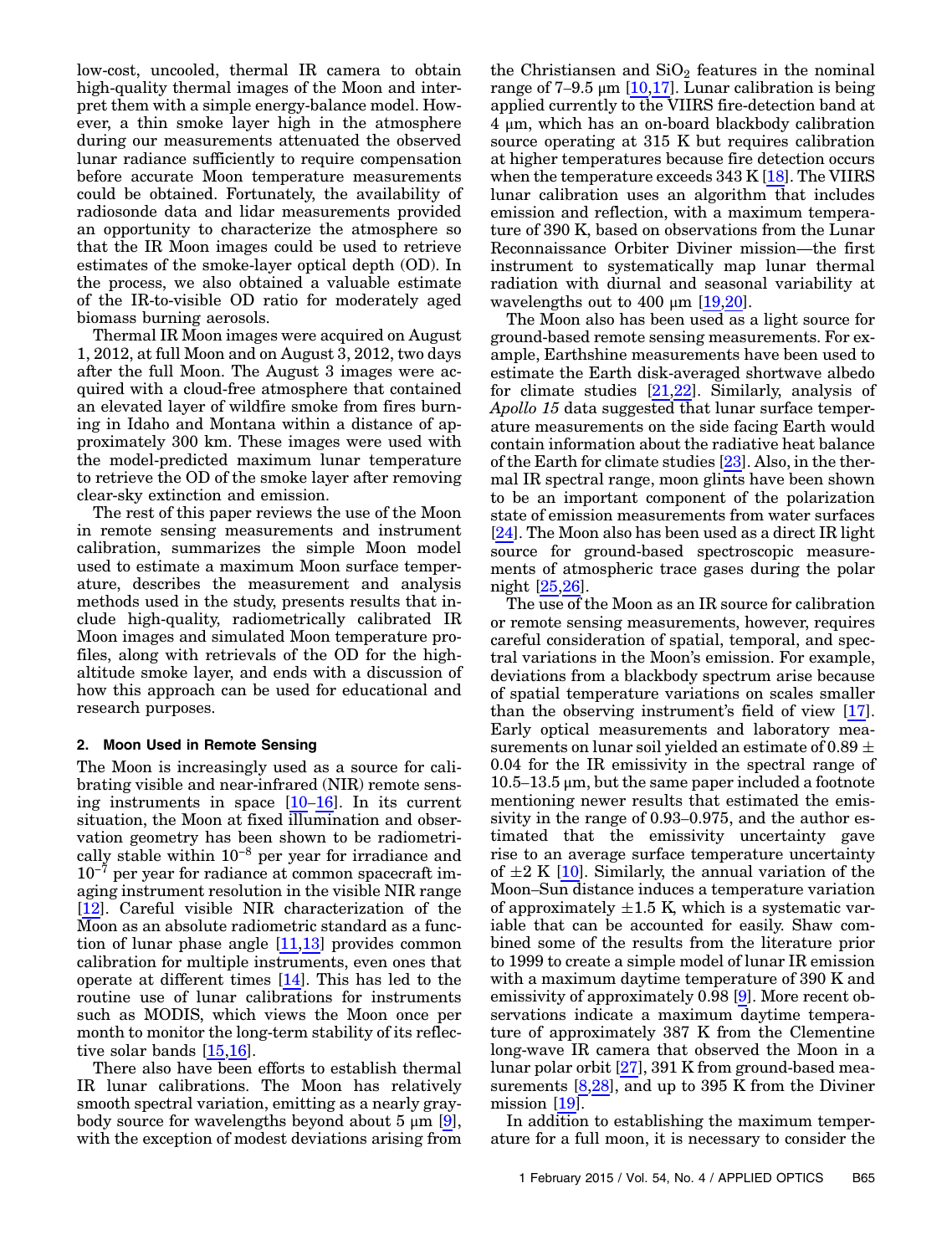low-cost, uncooled, thermal IR camera to obtain high-quality thermal images of the Moon and interpret them with a simple energy-balance model. However, a thin smoke layer high in the atmosphere during our measurements attenuated the observed lunar radiance sufficiently to require compensation before accurate Moon temperature measurements could be obtained. Fortunately, the availability of radiosonde data and lidar measurements provided an opportunity to characterize the atmosphere so that the IR Moon images could be used to retrieve estimates of the smoke-layer optical depth (OD). In the process, we also obtained a valuable estimate of the IR-to-visible OD ratio for moderately aged biomass burning aerosols.

Thermal IR Moon images were acquired on August 1, 2012, at full Moon and on August 3, 2012, two days after the full Moon. The August 3 images were acquired with a cloud-free atmosphere that contained an elevated layer of wildfire smoke from fires burning in Idaho and Montana within a distance of approximately 300 km. These images were used with the model-predicted maximum lunar temperature to retrieve the OD of the smoke layer after removing clear-sky extinction and emission.

The rest of this paper reviews the use of the Moon in remote sensing measurements and instrument calibration, summarizes the simple Moon model used to estimate a maximum Moon surface temperature, describes the measurement and analysis methods used in the study, presents results that include high-quality, radiometrically calibrated IR Moon images and simulated Moon temperature profiles, along with retrievals of the OD for the high-altitude smoke layer, and ends with a discussion of how this approach can be used for educational and research purposes.

## 2. Moon Used in Remote Sensing

The Moon is increasingly used as a source for calibrating visible and near-infrared (NIR) remote sensing instruments in space [10–16]. In its current situation, the Moon at fixed illumination and observation geometry has been shown to be radiometrically stable within $10^{-8}$ per year for irradiance and $10^{-7}$ per year for radiance at common spacecraft imaging instrument resolution in the visible NIR range [12]. Careful visible NIR characterization of the Moon as an absolute radiometric standard as a function of lunar phase angle [11,13] provides common calibration for multiple instruments, even ones that operate at different times [14]. This has led to the routine use of lunar calibrations for instruments such as MODIS, which views the Moon once per month to monitor the long-term stability of its reflective solar bands [15,16].

There also have been efforts to establish thermal IR lunar calibrations. The Moon has relatively smooth spectral variation, emitting as a nearly graybody source for wavelengths beyond about 5 μm [9], with the exception of modest deviations arising from the Christiansen and $SiO_2$ features in the nominal range of 7–9.5 μm [10,17]. Lunar calibration is being applied currently to the VIIRS fire-detection band at 4 μm, which has an on-board blackbody calibration source operating at 315 K but requires calibration at higher temperatures because fire detection occurs when the temperature exceeds 343 K [18]. The VIIRS lunar calibration uses an algorithm that includes emission and reflection, with a maximum temperature of 390 K, based on observations from the Lunar Reconnaissance Orbiter Diviner mission—the first instrument to systematically map lunar thermal radiation with diurnal and seasonal variability at wavelengths out to 400 μm [19,20].

The Moon also has been used as a light source for ground-based remote sensing measurements. For example, Earthshine measurements have been used to estimate the Earth disk-averaged shortwave albedo for climate studies [21,22]. Similarly, analysis of *Apollo 15* data suggested that lunar surface temperature measurements on the side facing Earth would contain information about the radiative heat balance of the Earth for climate studies [23]. Also, in the thermal IR spectral range, moon glints have been shown to be an important component of the polarization state of emission measurements from water surfaces [24]. The Moon also has been used as a direct IR light source for ground-based spectroscopic measurements of atmospheric trace gases during the polar night [25,26].

The use of the Moon as an IR source for calibration or remote sensing measurements, however, requires careful consideration of spatial, temporal, and spectral variations in the Moon's emission. For example, deviations from a blackbody spectrum arise because of spatial temperature variations on scales smaller than the observing instrument's field of view [17]. Early optical measurements and laboratory measurements on lunar soil yielded an estimate of 0.89 ± 0.04 for the IR emissivity in the spectral range of 10.5–13.5 μm, but the same paper included a footnote mentioning newer results that estimated the emissivity in the range of 0.93–0.975, and the author estimated that the emissivity uncertainty gave rise to an average surface temperature uncertainty of ±2 K [10]. Similarly, the annual variation of the Moon–Sun distance induces a temperature variation of approximately ±1.5 K, which is a systematic variable that can be accounted for easily. Shaw combined some of the results from the literature prior to 1999 to create a simple model of lunar IR emission with a maximum daytime temperature of 390 K and emissivity of approximately 0.98 [9]. More recent observations indicate a maximum daytime temperature of approximately 387 K from the Clementine long-wave IR camera that observed the Moon in a lunar polar orbit [27], 391 K from ground-based measurements [8,28], and up to 395 K from the Diviner mission [19].

In addition to establishing the maximum temperature for a full moon, it is necessary to consider the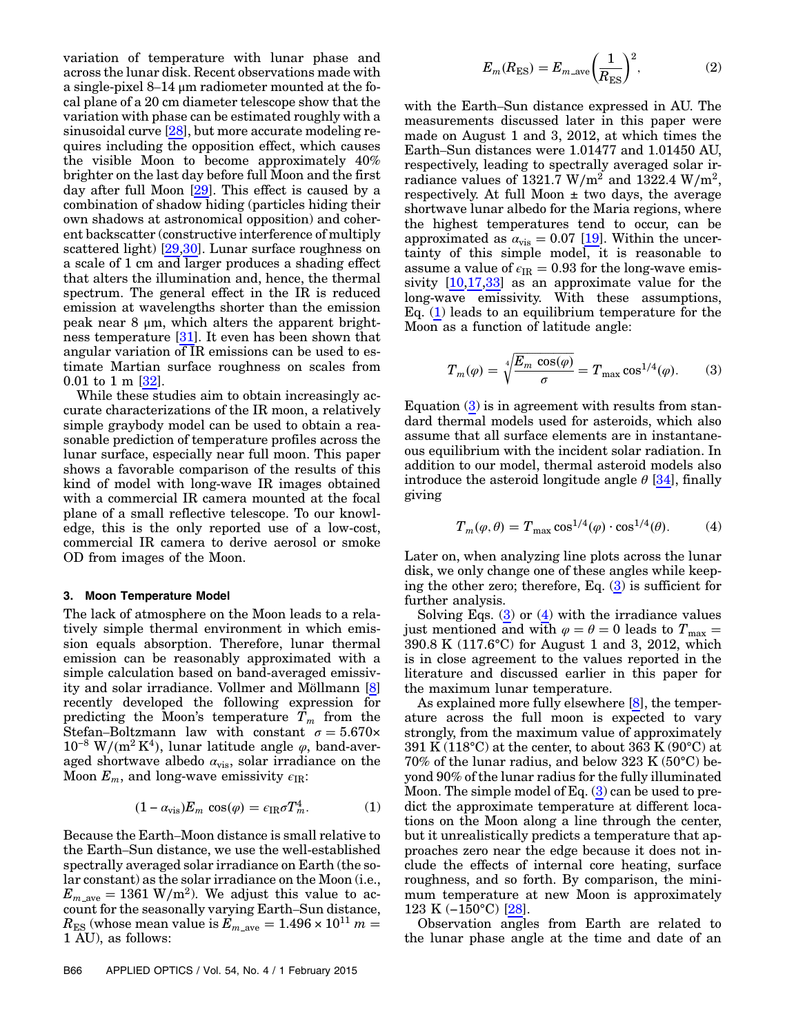variation of temperature with lunar phase and across the lunar disk. Recent observations made with a single-pixel 8–14 μm radiometer mounted at the focal plane of a 20 cm diameter telescope show that the variation with phase can be estimated roughly with a sinusoidal curve [28], but more accurate modeling requires including the opposition effect, which causes the visible Moon to become approximately 40% brighter on the last day before full Moon and the first day after full Moon [29]. This effect is caused by a combination of shadow hiding (particles hiding their own shadows at astronomical opposition) and coherent backscatter (constructive interference of multiply scattered light) [29,30]. Lunar surface roughness on a scale of 1 cm and larger produces a shading effect that alters the illumination and, hence, the thermal spectrum. The general effect in the IR is reduced emission at wavelengths shorter than the emission peak near 8 μm, which alters the apparent brightness temperature [31]. It even has been shown that angular variation of IR emissions can be used to estimate Martian surface roughness on scales from 0.01 to 1 m [32].

While these studies aim to obtain increasingly accurate characterizations of the IR moon, a relatively simple graybody model can be used to obtain a reasonable prediction of temperature profiles across the lunar surface, especially near full moon. This paper shows a favorable comparison of the results of this kind of model with long-wave IR images obtained with a commercial IR camera mounted at the focal plane of a small reflective telescope. To our knowledge, this is the only reported use of a low-cost, commercial IR camera to derive aerosol or smoke OD from images of the Moon.

### 3. Moon Temperature Model

The lack of atmosphere on the Moon leads to a relatively simple thermal environment in which emission equals absorption. Therefore, lunar thermal emission can be reasonably approximated with a simple calculation based on band-averaged emissivity and solar irradiance. Vollmer and Möllmann [8] recently developed the following expression for predicting the Moon's temperature $T_m$ from the Stefan–Boltzmann law with constant $\sigma = 5.670\times 10^{-8}\ \mathrm{W/(m^2\,K^4)}$, lunar latitude angle $\varphi$, band-averaged shortwave albedo $\alpha_{\mathrm{vis}}$, solar irradiance on the Moon $E_m$, and long-wave emissivity $\epsilon_{\mathrm{IR}}$:

$$(1-\alpha_{\mathrm{vis}})E_m\cos(\varphi) = \epsilon_{\mathrm{IR}}\sigma T_m^4. \tag{1}$$

Because the Earth–Moon distance is small relative to the Earth–Sun distance, we use the well-established spectrally averaged solar irradiance on Earth (the solar constant) as the solar irradiance on the Moon (i.e., $E_{m\_\mathrm{ave}} = 1361\ \mathrm{W/m^2}$). We adjust this value to account for the seasonally varying Earth–Sun distance, $R_{\mathrm{ES}}$ (whose mean value is $E_{m\_\mathrm{ave}} = 1.496\times 10^{11}\ m = 1\ \mathrm{AU}$), as follows:

$$E_m(R_{\mathrm{ES}}) = E_{m\_\mathrm{ave}}\left(\frac{1}{R_{\mathrm{ES}}}\right)^2, \tag{2}$$

with the Earth–Sun distance expressed in AU. The measurements discussed later in this paper were made on August 1 and 3, 2012, at which times the Earth–Sun distances were 1.01477 and 1.01450 AU, respectively, leading to spectrally averaged solar irradiance values of 1321.7 $\mathrm{W/m^2}$ and 1322.4 $\mathrm{W/m^2}$, respectively. At full Moon ± two days, the average shortwave lunar albedo for the Maria regions, where the highest temperatures tend to occur, can be approximated as $\alpha_{\mathrm{vis}} = 0.07$ [19]. Within the uncertainty of this simple model, it is reasonable to assume a value of $\epsilon_{\mathrm{IR}} = 0.93$ for the long-wave emissivity [10,17,33] as an approximate value for the long-wave emissivity. With these assumptions, Eq. (1) leads to an equilibrium temperature for the Moon as a function of latitude angle:

$$T_m(\varphi) = \sqrt[4]{\frac{E_m\cos(\varphi)}{\sigma}} = T_{\max}\cos^{1/4}(\varphi). \tag{3}$$

Equation (3) is in agreement with results from standard thermal models used for asteroids, which also assume that all surface elements are in instantaneous equilibrium with the incident solar radiation. In addition to our model, thermal asteroid models also introduce the asteroid longitude angle $\theta$ [34], finally giving

$$T_m(\varphi,\theta) = T_{\max}\cos^{1/4}(\varphi)\cdot\cos^{1/4}(\theta). \tag{4}$$

Later on, when analyzing line plots across the lunar disk, we only change one of these angles while keeping the other zero; therefore, Eq. (3) is sufficient for further analysis.

Solving Eqs. (3) or (4) with the irradiance values just mentioned and with $\varphi = \theta = 0$ leads to $T_{\max} = 390.8$ K (117.6°C) for August 1 and 3, 2012, which is in close agreement to the values reported in the literature and discussed earlier in this paper for the maximum lunar temperature.

As explained more fully elsewhere [8], the temperature across the full moon is expected to vary strongly, from the maximum value of approximately 391 K (118°C) at the center, to about 363 K (90°C) at 70% of the lunar radius, and below 323 K (50°C) beyond 90% of the lunar radius for the fully illuminated Moon. The simple model of Eq. (3) can be used to predict the approximate temperature at different locations on the Moon along a line through the center, but it unrealistically predicts a temperature that approaches zero near the edge because it does not include the effects of internal core heating, surface roughness, and so forth. By comparison, the minimum temperature at new Moon is approximately 123 K (−150°C) [28].

Observation angles from Earth are related to the lunar phase angle at the time and date of an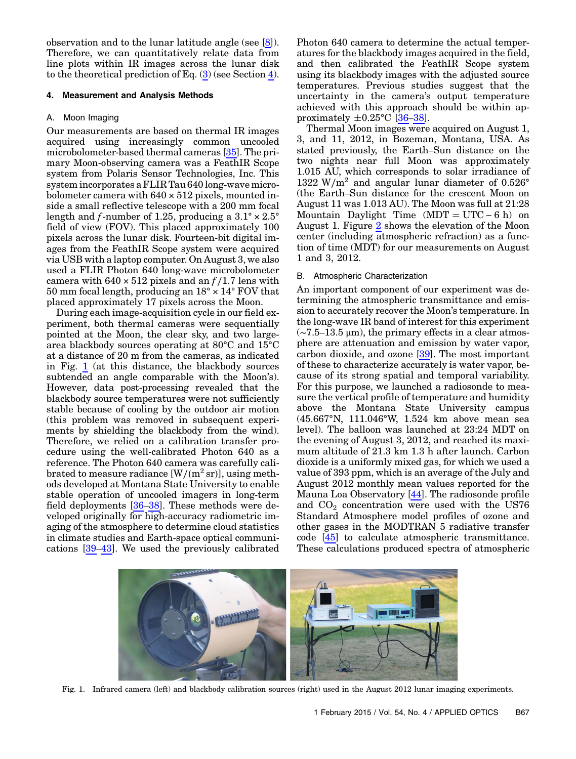observation and to the lunar latitude angle (see [8]). Therefore, we can quantitatively relate data from line plots within IR images across the lunar disk to the theoretical prediction of Eq. (3) (see Section 4).

## 4. Measurement and Analysis Methods

### A. Moon Imaging

Our measurements are based on thermal IR images acquired using increasingly common uncooled microbolometer-based thermal cameras [35]. The primary Moon-observing camera was a FeathIR Scope system from Polaris Sensor Technologies, Inc. This system incorporates a FLIR Tau 640 long-wave microbolometer camera with 640 × 512 pixels, mounted inside a small reflective telescope with a 200 mm focal length and $f$-number of 1.25, producing a 3.1° × 2.5° field of view (FOV). This placed approximately 100 pixels across the lunar disk. Fourteen-bit digital images from the FeathIR Scope system were acquired via USB with a laptop computer. On August 3, we also used a FLIR Photon 640 long-wave microbolometer camera with 640 × 512 pixels and an $f/1.7$ lens with 50 mm focal length, producing an 18° × 14° FOV that placed approximately 17 pixels across the Moon.

During each image-acquisition cycle in our field experiment, both thermal cameras were sequentially pointed at the Moon, the clear sky, and two large-area blackbody sources operating at 80°C and 15°C at a distance of 20 m from the cameras, as indicated in Fig. 1 (at this distance, the blackbody sources subtended an angle comparable with the Moon's). However, data post-processing revealed that the blackbody source temperatures were not sufficiently stable because of cooling by the outdoor air motion (this problem was removed in subsequent experiments by shielding the blackbody from the wind). Therefore, we relied on a calibration transfer procedure using the well-calibrated Photon 640 as a reference. The Photon 640 camera was carefully calibrated to measure radiance [$\mathrm{W/(m^2\,sr)}$], using methods developed at Montana State University to enable stable operation of uncooled imagers in long-term field deployments [36–38]. These methods were developed originally for high-accuracy radiometric imaging of the atmosphere to determine cloud statistics in climate studies and Earth-space optical communications [39–43]. We used the previously calibrated Photon 640 camera to determine the actual temperatures for the blackbody images acquired in the field, and then calibrated the FeathIR Scope system using its blackbody images with the adjusted source temperatures. Previous studies suggest that the uncertainty in the camera's output temperature achieved with this approach should be within approximately $\pm 0.25$°C [36–38].

Thermal Moon images were acquired on August 1, 3, and 11, 2012, in Bozeman, Montana, USA. As stated previously, the Earth–Sun distance on the two nights near full Moon was approximately 1.015 AU, which corresponds to solar irradiance of 1322 $\mathrm{W/m^2}$ and angular lunar diameter of 0.526° (the Earth–Sun distance for the crescent Moon on August 11 was 1.013 AU). The Moon was full at 21:28 Mountain Daylight Time (MDT = UTC − 6 h) on August 1. Figure 2 shows the elevation of the Moon center (including atmospheric refraction) as a function of time (MDT) for our measurements on August 1 and 3, 2012.

### B. Atmospheric Characterization

An important component of our experiment was determining the atmospheric transmittance and emission to accurately recover the Moon's temperature. In the long-wave IR band of interest for this experiment (~7.5–13.5 μm), the primary effects in a clear atmosphere are attenuation and emission by water vapor, carbon dioxide, and ozone [39]. The most important of these to characterize accurately is water vapor, because of its strong spatial and temporal variability. For this purpose, we launched a radiosonde to measure the vertical profile of temperature and humidity above the Montana State University campus (45.667°N, 111.046°W, 1.524 km above mean sea level). The balloon was launched at 23:24 MDT on the evening of August 3, 2012, and reached its maximum altitude of 21.3 km 1.3 h after launch. Carbon dioxide is a uniformly mixed gas, for which we used a value of 393 ppm, which is an average of the July and August 2012 monthly mean values reported for the Mauna Loa Observatory [44]. The radiosonde profile and $CO_2$ concentration were used with the US76 Standard Atmosphere model profiles of ozone and other gases in the MODTRAN 5 radiative transfer code [45] to calculate atmospheric transmittance. These calculations produced spectra of atmospheric

Fig. 1. Infrared camera (left) and blackbody calibration sources (right) used in the August 2012 lunar imaging experiments.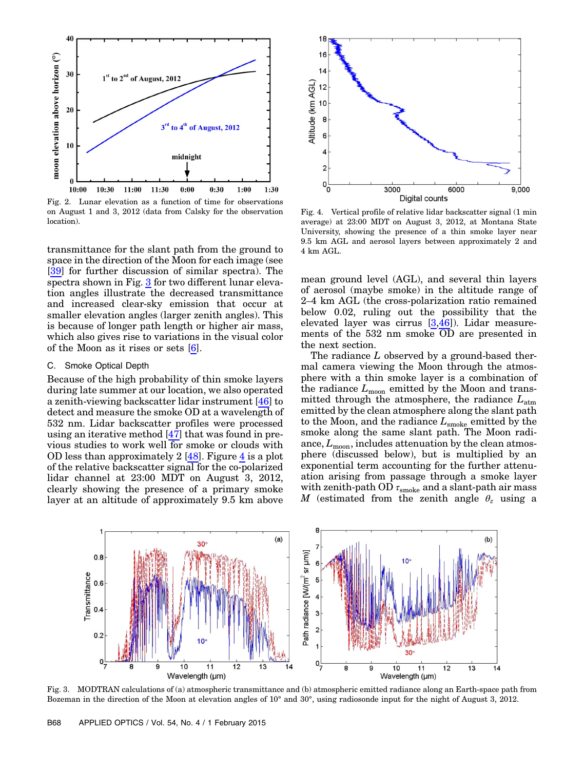Fig. 2. Lunar elevation as a function of time for observations on August 1 and 3, 2012 (data from Calsky for the observation location).

Fig. 4. Vertical profile of relative lidar backscatter signal (1 min average) at 23:00 MDT on August 3, 2012, at Montana State University, showing the presence of a thin smoke layer near 9.5 km AGL and aerosol layers between approximately 2 and 4 km AGL.

transmittance for the slant path from the ground to space in the direction of the Moon for each image (see [39] for further discussion of similar spectra). The spectra shown in Fig. 3 for two different lunar elevation angles illustrate the decreased transmittance and increased clear-sky emission that occur at smaller elevation angles (larger zenith angles). This is because of longer path length or higher air mass, which also gives rise to variations in the visual color of the Moon as it rises or sets [6].

### C. Smoke Optical Depth

Because of the high probability of thin smoke layers during late summer at our location, we also operated a zenith-viewing backscatter lidar instrument [46] to detect and measure the smoke OD at a wavelength of 532 nm. Lidar backscatter profiles were processed using an iterative method [47] that was found in previous studies to work well for smoke or clouds with OD less than approximately 2 [48]. Figure 4 is a plot of the relative backscatter signal for the co-polarized lidar channel at 23:00 MDT on August 3, 2012, clearly showing the presence of a primary smoke layer at an altitude of approximately 9.5 km above mean ground level (AGL), and several thin layers of aerosol (maybe smoke) in the altitude range of 2–4 km AGL (the cross-polarization ratio remained below 0.02, ruling out the possibility that the elevated layer was cirrus [3,46]). Lidar measurements of the 532 nm smoke OD are presented in the next section.

The radiance $L$ observed by a ground-based thermal camera viewing the Moon through the atmosphere with a thin smoke layer is a combination of the radiance $L_{moon}$ emitted by the Moon and transmitted through the atmosphere, the radiance $L_{atm}$ emitted by the clean atmosphere along the slant path to the Moon, and the radiance $L_{smoke}$ emitted by the smoke along the same slant path. The Moon radiance, $L_{moon}$, includes attenuation by the clean atmosphere (discussed below), but is multiplied by an exponential term accounting for the further attenuation arising from passage through a smoke layer with zenith-path OD $\tau_{smoke}$ and a slant-path air mass $M$ (estimated from the zenith angle $\theta_z$ using a

Fig. 3. MODTRAN calculations of (a) atmospheric transmittance and (b) atmospheric emitted radiance along an Earth-space path from Bozeman in the direction of the Moon at elevation angles of 10° and 30°, using radiosonde input for the night of August 3, 2012.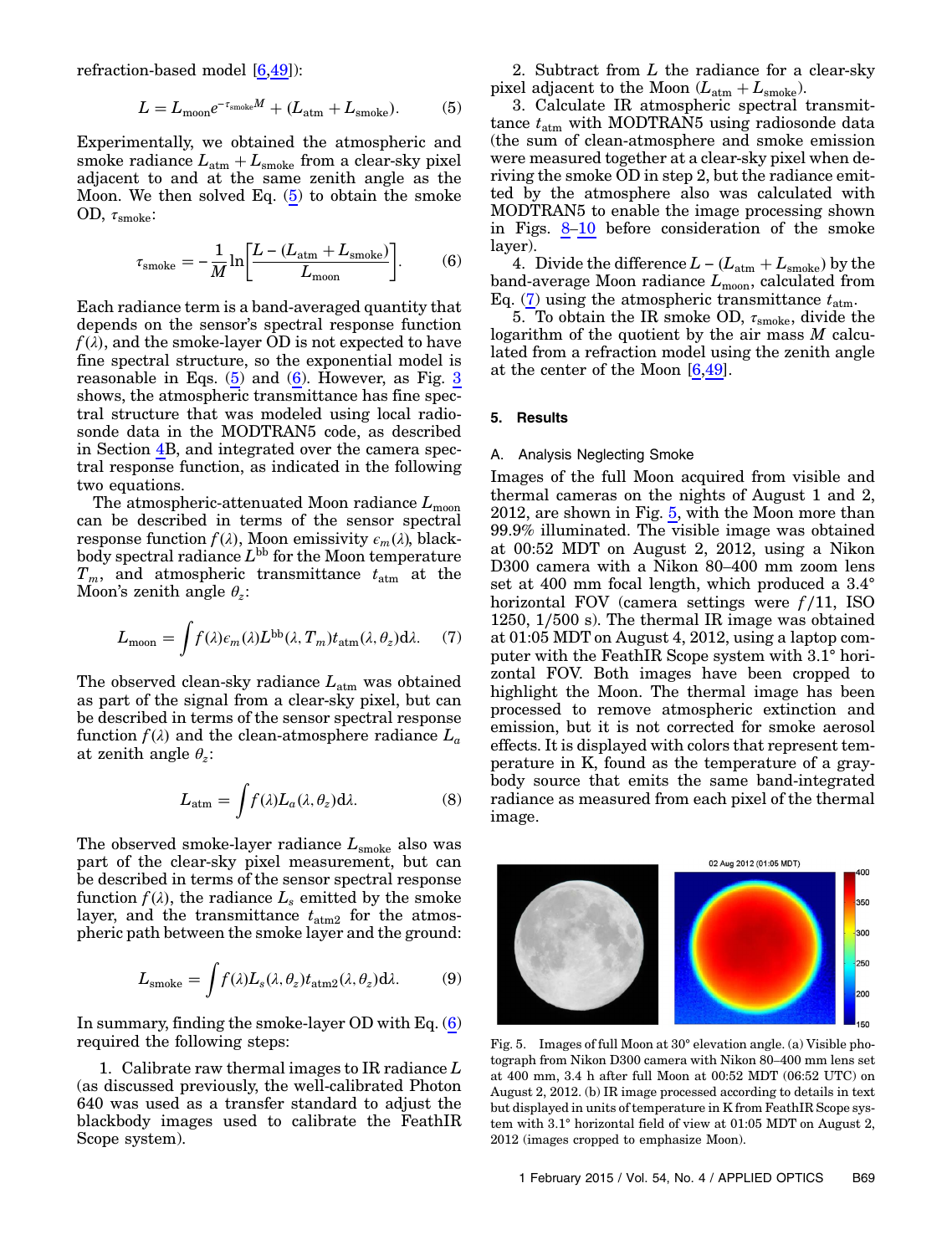refraction-based model [6,49]):

$$L = L_{\mathrm{moon}} e^{-\tau_{\mathrm{smoke}} M} + (L_{\mathrm{atm}} + L_{\mathrm{smoke}}). \tag{5}$$

Experimentally, we obtained the atmospheric and smoke radiance $L_{\mathrm{atm}} + L_{\mathrm{smoke}}$ from a clear-sky pixel adjacent to and at the same zenith angle as the Moon. We then solved Eq. (5) to obtain the smoke OD, $\tau_{\mathrm{smoke}}$:

$$\tau_{\mathrm{smoke}} = -\frac{1}{M} \ln\left[\frac{L - (L_{\mathrm{atm}} + L_{\mathrm{smoke}})}{L_{\mathrm{moon}}}\right]. \tag{6}$$

Each radiance term is a band-averaged quantity that depends on the sensor's spectral response function $f(\lambda)$, and the smoke-layer OD is not expected to have fine spectral structure, so the exponential model is reasonable in Eqs. (5) and (6). However, as Fig. 3 shows, the atmospheric transmittance has fine spectral structure that was modeled using local radiosonde data in the MODTRAN5 code, as described in Section 4B, and integrated over the camera spectral response function, as indicated in the following two equations.

The atmospheric-attenuated Moon radiance $L_{\mathrm{moon}}$ can be described in terms of the sensor spectral response function $f(\lambda)$, Moon emissivity $\epsilon_m(\lambda)$, blackbody spectral radiance $L^{\mathrm{bb}}$ for the Moon temperature $T_m$, and atmospheric transmittance $t_{\mathrm{atm}}$ at the Moon's zenith angle $\theta_z$:

$$L_{\mathrm{moon}} = \int f(\lambda)\epsilon_m(\lambda) L^{\mathrm{bb}}(\lambda, T_m) t_{\mathrm{atm}}(\lambda, \theta_z) \mathrm{d}\lambda. \tag{7}$$

The observed clean-sky radiance $L_{\mathrm{atm}}$ was obtained as part of the signal from a clear-sky pixel, but can be described in terms of the sensor spectral response function $f(\lambda)$ and the clean-atmosphere radiance $L_a$ at zenith angle $\theta_z$:

$$L_{\mathrm{atm}} = \int f(\lambda) L_a(\lambda, \theta_z) \mathrm{d}\lambda. \tag{8}$$

The observed smoke-layer radiance $L_{\mathrm{smoke}}$ also was part of the clear-sky pixel measurement, but can be described in terms of the sensor spectral response function $f(\lambda)$, the radiance $L_s$ emitted by the smoke layer, and the transmittance $t_{\mathrm{atm2}}$ for the atmospheric path between the smoke layer and the ground:

$$L_{\mathrm{smoke}} = \int f(\lambda) L_s(\lambda, \theta_z) t_{\mathrm{atm2}}(\lambda, \theta_z) \mathrm{d}\lambda. \tag{9}$$

In summary, finding the smoke-layer OD with Eq. (6) required the following steps:

1. Calibrate raw thermal images to IR radiance $L$ (as discussed previously, the well-calibrated Photon 640 was used as a transfer standard to adjust the blackbody images used to calibrate the FeathIR Scope system).
2. Subtract from $L$ the radiance for a clear-sky pixel adjacent to the Moon ($L_{\mathrm{atm}} + L_{\mathrm{smoke}}$).
3. Calculate IR atmospheric spectral transmittance $t_{\mathrm{atm}}$ with MODTRAN5 using radiosonde data (the sum of clean-atmosphere and smoke emission were measured together at a clear-sky pixel when deriving the smoke OD in step 2, but the radiance emitted by the atmosphere also was calculated with MODTRAN5 to enable the image processing shown in Figs. 8–10 before consideration of the smoke layer).
4. Divide the difference $L - (L_{\mathrm{atm}} + L_{\mathrm{smoke}})$ by the band-average Moon radiance $L_{\mathrm{moon}}$, calculated from Eq. (7) using the atmospheric transmittance $t_{\mathrm{atm}}$.
5. To obtain the IR smoke OD, $\tau_{\mathrm{smoke}}$, divide the logarithm of the quotient by the air mass $M$ calculated from a refraction model using the zenith angle at the center of the Moon [6,49].

## 5. Results

### A. Analysis Neglecting Smoke

Images of the full Moon acquired from visible and thermal cameras on the nights of August 1 and 2, 2012, are shown in Fig. 5, with the Moon more than 99.9% illuminated. The visible image was obtained at 00:52 MDT on August 2, 2012, using a Nikon D300 camera with a Nikon 80–400 mm zoom lens set at 400 mm focal length, which produced a 3.4° horizontal FOV (camera settings were $f/11$, ISO 1250, 1/500 s). The thermal IR image was obtained at 01:05 MDT on August 4, 2012, using a laptop computer with the FeathIR Scope system with 3.1° horizontal FOV. Both images have been cropped to highlight the Moon. The thermal image has been processed to remove atmospheric extinction and emission, but it is not corrected for smoke aerosol effects. It is displayed with colors that represent temperature in K, found as the temperature of a graybody source that emits the same band-integrated radiance as measured from each pixel of the thermal image.

Fig. 5. Images of full Moon at 30° elevation angle. (a) Visible photograph from Nikon D300 camera with Nikon 80–400 mm lens set at 400 mm, 3.4 h after full Moon at 00:52 MDT (06:52 UTC) on August 2, 2012. (b) IR image processed according to details in text but displayed in units of temperature in K from FeathIR Scope system with 3.1° horizontal field of view at 01:05 MDT on August 2, 2012 (images cropped to emphasize Moon).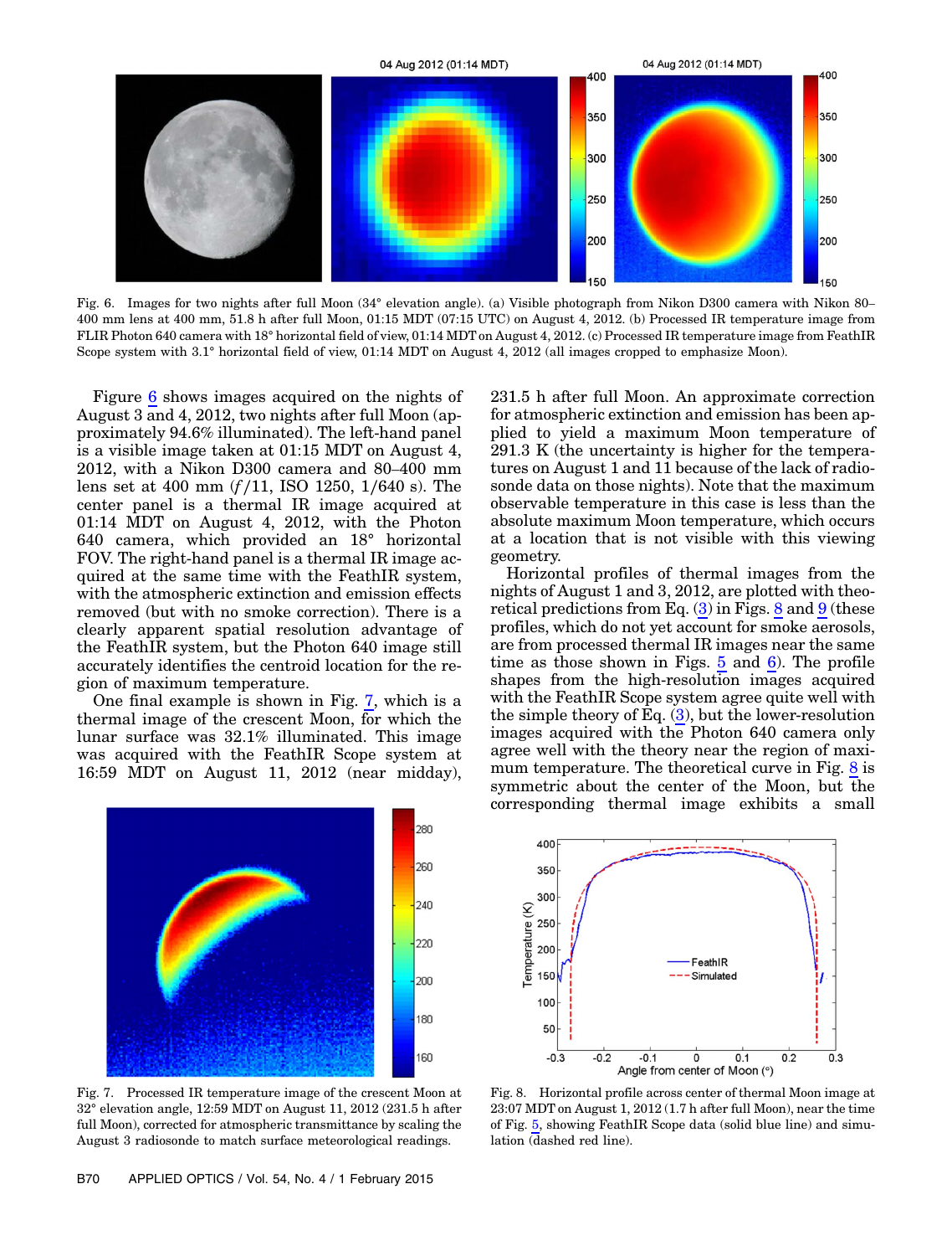Fig. 6. Images for two nights after full Moon (34° elevation angle). (a) Visible photograph from Nikon D300 camera with Nikon 80–400 mm lens at 400 mm, 51.8 h after full Moon, 01:15 MDT (07:15 UTC) on August 4, 2012. (b) Processed IR temperature image from FLIR Photon 640 camera with 18° horizontal field of view, 01:14 MDT on August 4, 2012. (c) Processed IR temperature image from FeathIR Scope system with 3.1° horizontal field of view, 01:14 MDT on August 4, 2012 (all images cropped to emphasize Moon).

Figure 6 shows images acquired on the nights of August 3 and 4, 2012, two nights after full Moon (approximately 94.6% illuminated). The left-hand panel is a visible image taken at 01:15 MDT on August 4, 2012, with a Nikon D300 camera and 80–400 mm lens set at 400 mm ($f/11$, ISO 1250, 1/640 s). The center panel is a thermal IR image acquired at 01:14 MDT on August 4, 2012, with the Photon 640 camera, which provided an 18° horizontal FOV. The right-hand panel is a thermal IR image acquired at the same time with the FeathIR system, with the atmospheric extinction and emission effects removed (but with no smoke correction). There is a clearly apparent spatial resolution advantage of the FeathIR system, but the Photon 640 image still accurately identifies the centroid location for the region of maximum temperature.

One final example is shown in Fig. 7, which is a thermal image of the crescent Moon, for which the lunar surface was 32.1% illuminated. This image was acquired with the FeathIR Scope system at 16:59 MDT on August 11, 2012 (near midday), 231.5 h after full Moon. An approximate correction for atmospheric extinction and emission has been applied to yield a maximum Moon temperature of 291.3 K (the uncertainty is higher for the temperatures on August 1 and 11 because of the lack of radiosonde data on those nights). Note that the maximum observable temperature in this case is less than the absolute maximum Moon temperature, which occurs at a location that is not visible with this viewing geometry.

Horizontal profiles of thermal images from the nights of August 1 and 3, 2012, are plotted with theoretical predictions from Eq. (3) in Figs. 8 and 9 (these profiles, which do not yet account for smoke aerosols, are from processed thermal IR images near the same time as those shown in Figs. 5 and 6). The profile shapes from the high-resolution images acquired with the FeathIR Scope system agree quite well with the simple theory of Eq. (3), but the lower-resolution images acquired with the Photon 640 camera only agree well with the theory near the region of maximum temperature. The theoretical curve in Fig. 8 is symmetric about the center of the Moon, but the corresponding thermal image exhibits a small

Fig. 7. Processed IR temperature image of the crescent Moon at 32° elevation angle, 12:59 MDT on August 11, 2012 (231.5 h after full Moon), corrected for atmospheric transmittance by scaling the August 3 radiosonde to match surface meteorological readings.

Fig. 8. Horizontal profile across center of thermal Moon image at 23:07 MDT on August 1, 2012 (1.7 h after full Moon), near the time of Fig. 5, showing FeathIR Scope data (solid blue line) and simulation (dashed red line).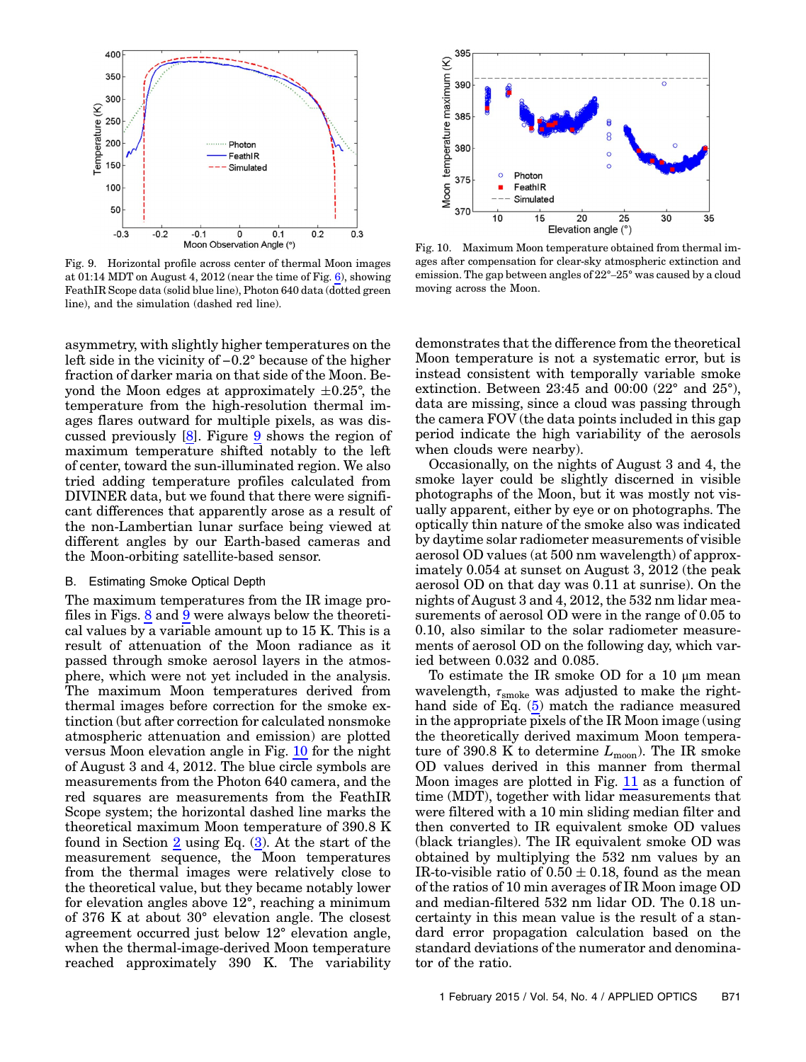Fig. 9. Horizontal profile across center of thermal Moon images at 01:14 MDT on August 4, 2012 (near the time of Fig. 6), showing FeathIR Scope data (solid blue line), Photon 640 data (dotted green line), and the simulation (dashed red line).

Fig. 10. Maximum Moon temperature obtained from thermal images after compensation for clear-sky atmospheric extinction and emission. The gap between angles of 22°–25° was caused by a cloud moving across the Moon.

asymmetry, with slightly higher temperatures on the left side in the vicinity of −0.2° because of the higher fraction of darker maria on that side of the Moon. Beyond the Moon edges at approximately ±0.25°, the temperature from the high-resolution thermal images flares outward for multiple pixels, as was discussed previously [8]. Figure 9 shows the region of maximum temperature shifted notably to the left of center, toward the sun-illuminated region. We also tried adding temperature profiles calculated from DIVINER data, but we found that there were significant differences that apparently arose as a result of the non-Lambertian lunar surface being viewed at different angles by our Earth-based cameras and the Moon-orbiting satellite-based sensor.

## B. Estimating Smoke Optical Depth

The maximum temperatures from the IR image profiles in Figs. 8 and 9 were always below the theoretical values by a variable amount up to 15 K. This is a result of attenuation of the Moon radiance as it passed through smoke aerosol layers in the atmosphere, which were not yet included in the analysis. The maximum Moon temperatures derived from thermal images before correction for the smoke extinction (but after correction for calculated nonsmoke atmospheric attenuation and emission) are plotted versus Moon elevation angle in Fig. 10 for the night of August 3 and 4, 2012. The blue circle symbols are measurements from the Photon 640 camera, and the red squares are measurements from the FeathIR Scope system; the horizontal dashed line marks the theoretical maximum Moon temperature of 390.8 K found in Section 2 using Eq. (3). At the start of the measurement sequence, the Moon temperatures from the thermal images were relatively close to the theoretical value, but they became notably lower for elevation angles above 12°, reaching a minimum of 376 K at about 30° elevation angle. The closest agreement occurred just below 12° elevation angle, when the thermal-image-derived Moon temperature reached approximately 390 K. The variability demonstrates that the difference from the theoretical Moon temperature is not a systematic error, but is instead consistent with temporally variable smoke extinction. Between 23:45 and 00:00 (22° and 25°), data are missing, since a cloud was passing through the camera FOV (the data points included in this gap period indicate the high variability of the aerosols when clouds were nearby).

Occasionally, on the nights of August 3 and 4, the smoke layer could be slightly discerned in visible photographs of the Moon, but it was mostly not visually apparent, either by eye or on photographs. The optically thin nature of the smoke also was indicated by daytime solar radiometer measurements of visible aerosol OD values (at 500 nm wavelength) of approximately 0.054 at sunset on August 3, 2012 (the peak aerosol OD on that day was 0.11 at sunrise). On the nights of August 3 and 4, 2012, the 532 nm lidar measurements of aerosol OD were in the range of 0.05 to 0.10, also similar to the solar radiometer measurements of aerosol OD on the following day, which varied between 0.032 and 0.085.

To estimate the IR smoke OD for a 10 μm mean wavelength, $\tau_{\text{smoke}}$ was adjusted to make the right-hand side of Eq. (5) match the radiance measured in the appropriate pixels of the IR Moon image (using the theoretically derived maximum Moon temperature of 390.8 K to determine $L_{\text{moon}}$). The IR smoke OD values derived in this manner from thermal Moon images are plotted in Fig. 11 as a function of time (MDT), together with lidar measurements that were filtered with a 10 min sliding median filter and then converted to IR equivalent smoke OD values (black triangles). The IR equivalent smoke OD was obtained by multiplying the 532 nm values by an IR-to-visible ratio of 0.50 ± 0.18, found as the mean of the ratios of 10 min averages of IR Moon image OD and median-filtered 532 nm lidar OD. The 0.18 uncertainty in this mean value is the result of a standard error propagation calculation based on the standard deviations of the numerator and denominator of the ratio.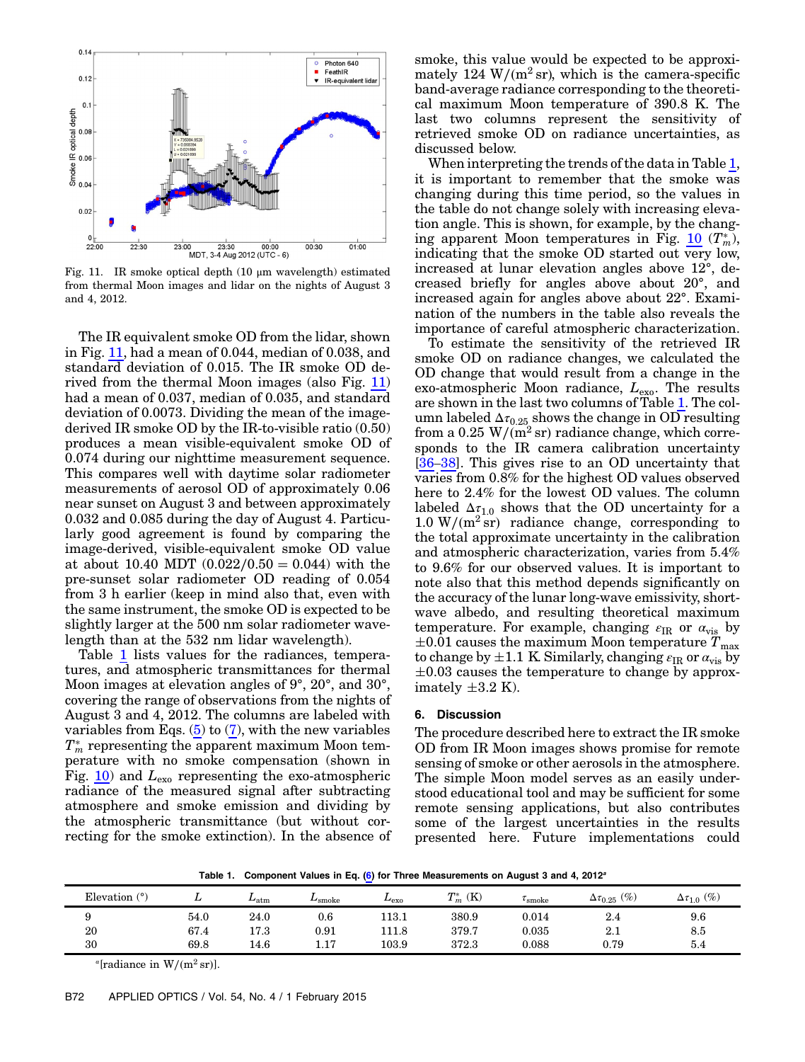Fig. 11. IR smoke optical depth (10 μm wavelength) estimated from thermal Moon images and lidar on the nights of August 3 and 4, 2012.

The IR equivalent smoke OD from the lidar, shown in Fig. 11, had a mean of 0.044, median of 0.038, and standard deviation of 0.015. The IR smoke OD derived from the thermal Moon images (also Fig. 11) had a mean of 0.037, median of 0.035, and standard deviation of 0.0073. Dividing the mean of the image-derived IR smoke OD by the IR-to-visible ratio (0.50) produces a mean visible-equivalent smoke OD of 0.074 during our nighttime measurement sequence. This compares well with daytime solar radiometer measurements of aerosol OD of approximately 0.06 near sunset on August 3 and between approximately 0.032 and 0.085 during the day of August 4. Particularly good agreement is found by comparing the image-derived, visible-equivalent smoke OD value at about 10.40 MDT ($0.022/0.50 = 0.044$) with the pre-sunset solar radiometer OD reading of 0.054 from 3 h earlier (keep in mind also that, even with the same instrument, the smoke OD is expected to be slightly larger at the 500 nm solar radiometer wavelength than at the 532 nm lidar wavelength).

Table 1 lists values for the radiances, temperatures, and atmospheric transmittances for thermal Moon images at elevation angles of 9°, 20°, and 30°, covering the range of observations from the nights of August 3 and 4, 2012. The columns are labeled with variables from Eqs. (5) to (7), with the new variables $T_m^*$ representing the apparent maximum Moon temperature with no smoke compensation (shown in Fig. 10) and $L_{exo}$ representing the exo-atmospheric radiance of the measured signal after subtracting atmosphere and smoke emission and dividing by the atmospheric transmittance (but without correcting for the smoke extinction). In the absence of smoke, this value would be expected to be approximately 124 $W/(m^2\,sr)$, which is the camera-specific band-average radiance corresponding to the theoretical maximum Moon temperature of 390.8 K. The last two columns represent the sensitivity of retrieved smoke OD on radiance uncertainties, as discussed below.

When interpreting the trends of the data in Table 1, it is important to remember that the smoke was changing during this time period, so the values in the table do not change solely with increasing elevation angle. This is shown, for example, by the changing apparent Moon temperatures in Fig. 10 ($T_m^*$), indicating that the smoke OD started out very low, increased at lunar elevation angles above 12°, decreased briefly for angles above about 20°, and increased again for angles above about 22°. Examination of the numbers in the table also reveals the importance of careful atmospheric characterization.

To estimate the sensitivity of the retrieved IR smoke OD on radiance changes, we calculated the OD change that would result from a change in the exo-atmospheric Moon radiance, $L_{exo}$. The results are shown in the last two columns of Table 1. The column labeled $\Delta\tau_{0.25}$ shows the change in OD resulting from a 0.25 $W/(m^2\,sr)$ radiance change, which corresponds to the IR camera calibration uncertainty [36–38]. This gives rise to an OD uncertainty that varies from 0.8% for the highest OD values observed here to 2.4% for the lowest OD values. The column labeled $\Delta\tau_{1.0}$ shows that the OD uncertainty for a 1.0 $W/(m^2\,sr)$ radiance change, corresponding to the total approximate uncertainty in the calibration and atmospheric characterization, varies from 5.4% to 9.6% for our observed values. It is important to note also that this method depends significantly on the accuracy of the lunar long-wave emissivity, shortwave albedo, and resulting theoretical maximum temperature. For example, changing $\varepsilon_{IR}$ or $\alpha_{vis}$ by $\pm 0.01$ causes the maximum Moon temperature $T_{max}$ to change by $\pm 1.1$ K. Similarly, changing $\varepsilon_{IR}$ or $\alpha_{vis}$ by $\pm 0.03$ causes the temperature to change by approximately $\pm 3.2$ K).

## 6. Discussion

The procedure described here to extract the IR smoke OD from IR Moon images shows promise for remote sensing of smoke or other aerosols in the atmosphere. The simple Moon model serves as an easily understood educational tool and may be sufficient for some remote sensing applications, but also contributes some of the largest uncertainties in the results presented here. Future implementations could

**Table 1. Component Values in Eq. (6) for Three Measurements on August 3 and 4, 2012[a]**

| Elevation (°) | $L$ | $L_{atm}$ | $L_{smoke}$ | $L_{exo}$ | $T_m^*$ (K) | $\tau_{smoke}$ | $\Delta\tau_{0.25}$ (%) | $\Delta\tau_{1.0}$ (%) |
|---|---|---|---|---|---|---|---|---|
| 9 | 54.0 | 24.0 | 0.6 | 113.1 | 380.9 | 0.014 | 2.4 | 9.6 |
| 20 | 67.4 | 17.3 | 0.91 | 111.8 | 379.7 | 0.035 | 2.1 | 8.5 |
| 30 | 69.8 | 14.6 | 1.17 | 103.9 | 372.3 | 0.088 | 0.79 | 5.4 |

[a] [radiance in $W/(m^2\,sr)$].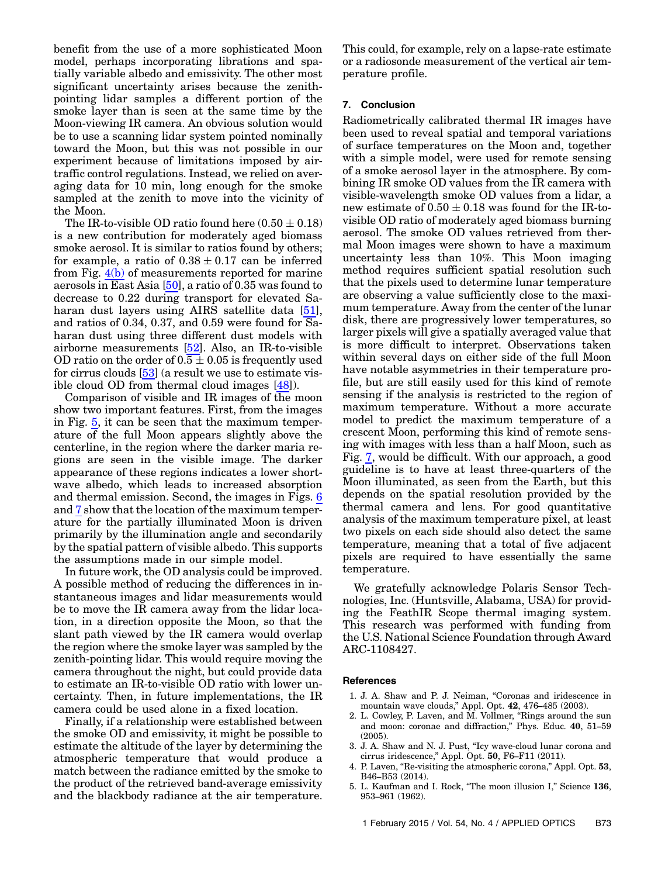benefit from the use of a more sophisticated Moon model, perhaps incorporating librations and spatially variable albedo and emissivity. The other most significant uncertainty arises because the zenith-pointing lidar samples a different portion of the smoke layer than is seen at the same time by the Moon-viewing IR camera. An obvious solution would be to use a scanning lidar system pointed nominally toward the Moon, but this was not possible in our experiment because of limitations imposed by air-traffic control regulations. Instead, we relied on averaging data for 10 min, long enough for the smoke sampled at the zenith to move into the vicinity of the Moon.

The IR-to-visible OD ratio found here ($0.50 \pm 0.18$) is a new contribution for moderately aged biomass smoke aerosol. It is similar to ratios found by others; for example, a ratio of $0.38 \pm 0.17$ can be inferred from Fig. 4(b) of measurements reported for marine aerosols in East Asia [50], a ratio of 0.35 was found to decrease to 0.22 during transport for elevated Saharan dust layers using AIRS satellite data [51], and ratios of 0.34, 0.37, and 0.59 were found for Saharan dust using three different dust models with airborne measurements [52]. Also, an IR-to-visible OD ratio on the order of $0.5 \pm 0.05$ is frequently used for cirrus clouds [53] (a result we use to estimate visible cloud OD from thermal cloud images [48]).

Comparison of visible and IR images of the moon show two important features. First, from the images in Fig. 5, it can be seen that the maximum temperature of the full Moon appears slightly above the centerline, in the region where the darker maria regions are seen in the visible image. The darker appearance of these regions indicates a lower shortwave albedo, which leads to increased absorption and thermal emission. Second, the images in Figs. 6 and 7 show that the location of the maximum temperature for the partially illuminated Moon is driven primarily by the illumination angle and secondarily by the spatial pattern of visible albedo. This supports the assumptions made in our simple model.

In future work, the OD analysis could be improved. A possible method of reducing the differences in instantaneous images and lidar measurements would be to move the IR camera away from the lidar location, in a direction opposite the Moon, so that the slant path viewed by the IR camera would overlap the region where the smoke layer was sampled by the zenith-pointing lidar. This would require moving the camera throughout the night, but could provide data to estimate an IR-to-visible OD ratio with lower uncertainty. Then, in future implementations, the IR camera could be used alone in a fixed location.

Finally, if a relationship were established between the smoke OD and emissivity, it might be possible to estimate the altitude of the layer by determining the atmospheric temperature that would produce a match between the radiance emitted by the smoke to the product of the retrieved band-average emissivity and the blackbody radiance at the air temperature. This could, for example, rely on a lapse-rate estimate or a radiosonde measurement of the vertical air temperature profile.

## 7. Conclusion

Radiometrically calibrated thermal IR images have been used to reveal spatial and temporal variations of surface temperatures on the Moon and, together with a simple model, were used for remote sensing of a smoke aerosol layer in the atmosphere. By combining IR smoke OD values from the IR camera with visible-wavelength smoke OD values from a lidar, a new estimate of $0.50 \pm 0.18$ was found for the IR-to-visible OD ratio of moderately aged biomass burning aerosol. The smoke OD values retrieved from thermal Moon images were shown to have a maximum uncertainty less than 10%. This Moon imaging method requires sufficient spatial resolution such that the pixels used to determine lunar temperature are observing a value sufficiently close to the maximum temperature. Away from the center of the lunar disk, there are progressively lower temperatures, so larger pixels will give a spatially averaged value that is more difficult to interpret. Observations taken within several days on either side of the full Moon have notable asymmetries in their temperature profile, but are still easily used for this kind of remote sensing if the analysis is restricted to the region of maximum temperature. Without a more accurate model to predict the maximum temperature of a crescent Moon, performing this kind of remote sensing with images with less than a half Moon, such as Fig. 7, would be difficult. With our approach, a good guideline is to have at least three-quarters of the Moon illuminated, as seen from the Earth, but this depends on the spatial resolution provided by the thermal camera and lens. For good quantitative analysis of the maximum temperature pixel, at least two pixels on each side should also detect the same temperature, meaning that a total of five adjacent pixels are required to have essentially the same temperature.

We gratefully acknowledge Polaris Sensor Technologies, Inc. (Huntsville, Alabama, USA) for providing the FeathIR Scope thermal imaging system. This research was performed with funding from the U.S. National Science Foundation through Award ARC-1108427.

## References

1. J. A. Shaw and P. J. Neiman, "Coronas and iridescence in mountain wave clouds," Appl. Opt. **42**, 476–485 (2003).
2. L. Cowley, P. Laven, and M. Vollmer, "Rings around the sun and moon: coronae and diffraction," Phys. Educ. **40**, 51–59 (2005).
3. J. A. Shaw and N. J. Pust, "Icy wave-cloud lunar corona and cirrus iridescence," Appl. Opt. **50**, F6–F11 (2011).
4. P. Laven, "Re-visiting the atmospheric corona," Appl. Opt. **53**, B46–B53 (2014).
5. L. Kaufman and I. Rock, "The moon illusion I," Science **136**, 953–961 (1962).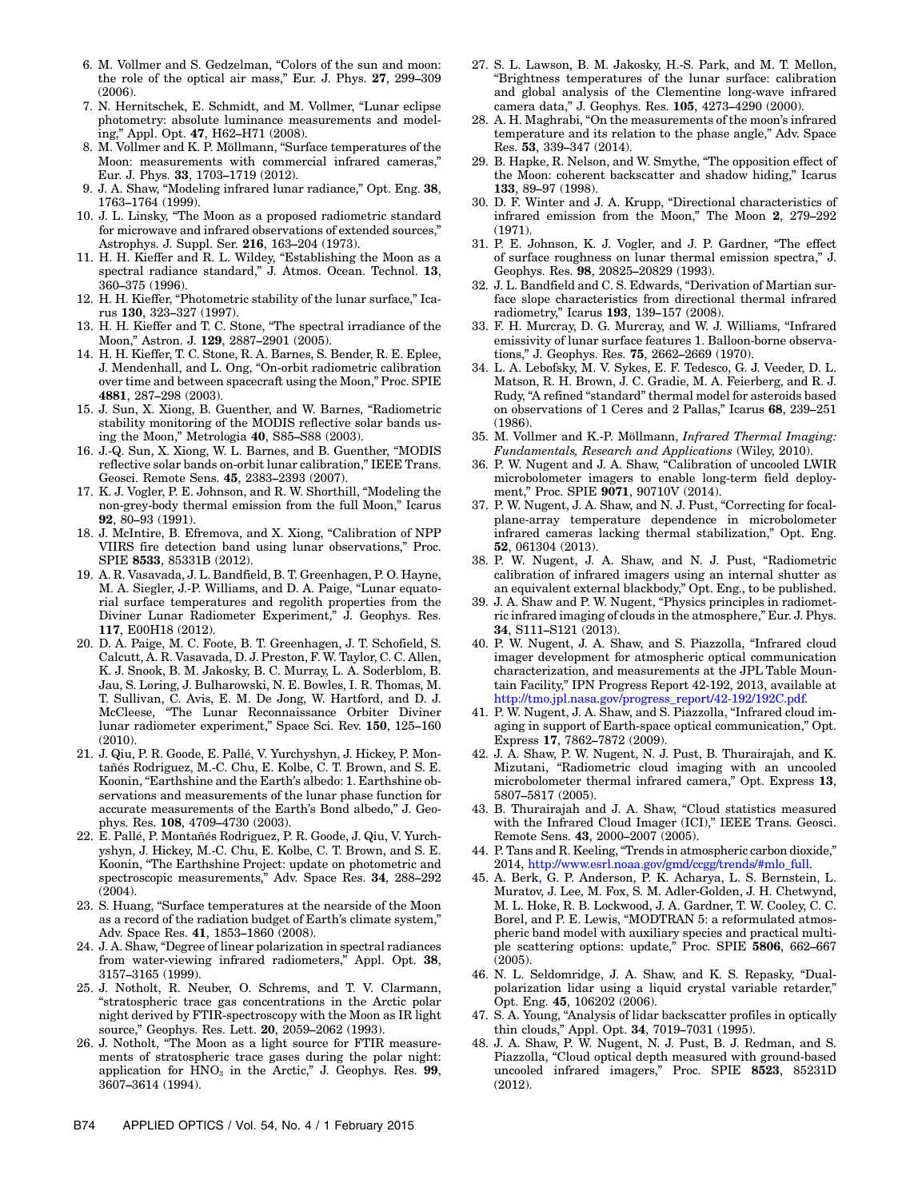6. M. Vollmer and S. Gedzelman, "Colors of the sun and moon: the role of the optical air mass," Eur. J. Phys. **27**, 299–309 (2006).
7. N. Hernitschek, E. Schmidt, and M. Vollmer, "Lunar eclipse photometry: absolute luminance measurements and modeling," Appl. Opt. **47**, H62–H71 (2008).
8. M. Vollmer and K. P. Möllmann, "Surface temperatures of the Moon: measurements with commercial infrared cameras," Eur. J. Phys. **33**, 1703–1719 (2012).
9. J. A. Shaw, "Modeling infrared lunar radiance," Opt. Eng. **38**, 1763–1764 (1999).
10. J. L. Linsky, "The Moon as a proposed radiometric standard for microwave and infrared observations of extended sources," Astrophys. J. Suppl. Ser. **216**, 163–204 (1973).
11. H. H. Kieffer and R. L. Wildey, "Establishing the Moon as a spectral radiance standard," J. Atmos. Ocean. Technol. **13**, 360–375 (1996).
12. H. H. Kieffer, "Photometric stability of the lunar surface," Icarus **130**, 323–327 (1997).
13. H. H. Kieffer and T. C. Stone, "The spectral irradiance of the Moon," Astron. J. **129**, 2887–2901 (2005).
14. H. H. Kieffer, T. C. Stone, R. A. Barnes, S. Bender, R. E. Eplee, J. Mendenhall, and L. Ong, "On-orbit radiometric calibration over time and between spacecraft using the Moon," Proc. SPIE **4881**, 287–298 (2003).
15. J. Sun, X. Xiong, B. Guenther, and W. Barnes, "Radiometric stability monitoring of the MODIS reflective solar bands using the Moon," Metrologia **40**, S85–S88 (2003).
16. J.-Q. Sun, X. Xiong, W. L. Barnes, and B. Guenther, "MODIS reflective solar bands on-orbit lunar calibration," IEEE Trans. Geosci. Remote Sens. **45**, 2383–2393 (2007).
17. K. J. Vogler, P. E. Johnson, and R. W. Shorthill, "Modeling the non-grey-body thermal emission from the full Moon," Icarus **92**, 80–93 (1991).
18. J. McIntire, B. Efremova, and X. Xiong, "Calibration of NPP VIIRS fire detection band using lunar observations," Proc. SPIE **8533**, 85331B (2012).
19. A. R. Vasavada, J. L. Bandfield, B. T. Greenhagen, P. O. Hayne, M. A. Siegler, J.-P. Williams, and D. A. Paige, "Lunar equatorial surface temperatures and regolith properties from the Diviner Lunar Radiometer Experiment," J. Geophys. Res. **117**, E00H18 (2012).
20. D. A. Paige, M. C. Foote, B. T. Greenhagen, J. T. Schofield, S. Calcutt, A. R. Vasavada, D. J. Preston, F. W. Taylor, C. C. Allen, K. J. Snook, B. M. Jakosky, B. C. Murray, L. A. Soderblom, B. Jau, S. Loring, J. Bulharowski, N. E. Bowles, I. R. Thomas, M. T. Sullivan, C. Avis, E. M. De Jong, W. Hartford, and D. J. McCleese, "The Lunar Reconnaissance Orbiter Diviner lunar radiometer experiment," Space Sci. Rev. **150**, 125–160 (2010).
21. J. Qiu, P. R. Goode, E. Pallé, V. Yurchyshyn, J. Hickey, P. Montañés Rodriguez, M.-C. Chu, E. Kolbe, C. T. Brown, and S. E. Koonin, "Earthshine and the Earth's albedo: 1. Earthshine observations and measurements of the lunar phase function for accurate measurements of the Earth's Bond albedo," J. Geophys. Res. **108**, 4709–4730 (2003).
22. E. Pallé, P. Montañés Rodriguez, P. R. Goode, J. Qiu, V. Yurchyshyn, J. Hickey, M.-C. Chu, E. Kolbe, C. T. Brown, and S. E. Koonin, "The Earthshine Project: update on photometric and spectroscopic measurements," Adv. Space Res. **34**, 288–292 (2004).
23. S. Huang, "Surface temperatures at the nearside of the Moon as a record of the radiation budget of Earth's climate system," Adv. Space Res. **41**, 1853–1860 (2008).
24. J. A. Shaw, "Degree of linear polarization in spectral radiances from water-viewing infrared radiometers," Appl. Opt. **38**, 3157–3165 (1999).
25. J. Notholt, R. Neuber, O. Schrems, and T. V. Clarmann, "stratospheric trace gas concentrations in the Arctic polar night derived by FTIR-spectroscopy with the Moon as IR light source," Geophys. Res. Lett. **20**, 2059–2062 (1993).
26. J. Notholt, "The Moon as a light source for FTIR measurements of stratospheric trace gases during the polar night: application for $HNO_3$ in the Arctic," J. Geophys. Res. **99**, 3607–3614 (1994).
27. S. L. Lawson, B. M. Jakosky, H.-S. Park, and M. T. Mellon, "Brightness temperatures of the lunar surface: calibration and global analysis of the Clementine long-wave infrared camera data," J. Geophys. Res. **105**, 4273–4290 (2000).
28. A. H. Maghrabi, "On the measurements of the moon's infrared temperature and its relation to the phase angle," Adv. Space Res. **53**, 339–347 (2014).
29. B. Hapke, R. Nelson, and W. Smythe, "The opposition effect of the Moon: coherent backscatter and shadow hiding," Icarus **133**, 89–97 (1998).
30. D. F. Winter and J. A. Krupp, "Directional characteristics of infrared emission from the Moon," The Moon **2**, 279–292 (1971).
31. P. E. Johnson, K. J. Vogler, and J. P. Gardner, "The effect of surface roughness on lunar thermal emission spectra," J. Geophys. Res. **98**, 20825–20829 (1993).
32. J. L. Bandfield and C. S. Edwards, "Derivation of Martian surface slope characteristics from directional thermal infrared radiometry," Icarus **193**, 139–157 (2008).
33. F. H. Murcray, D. G. Murcray, and W. J. Williams, "Infrared emissivity of lunar surface features 1. Balloon-borne observations," J. Geophys. Res. **75**, 2662–2669 (1970).
34. L. A. Lebofsky, M. V. Sykes, E. F. Tedesco, G. J. Veeder, D. L. Matson, R. H. Brown, J. C. Gradie, M. A. Feierberg, and R. J. Rudy, "A refined "standard" thermal model for asteroids based on observations of 1 Ceres and 2 Pallas," Icarus **68**, 239–251 (1986).
35. M. Vollmer and K.-P. Möllmann, *Infrared Thermal Imaging: Fundamentals, Research and Applications* (Wiley, 2010).
36. P. W. Nugent and J. A. Shaw, "Calibration of uncooled LWIR microbolometer imagers to enable long-term field deployment," Proc. SPIE **9071**, 90710V (2014).
37. P. W. Nugent, J. A. Shaw, and N. J. Pust, "Correcting for focal-plane-array temperature dependence in microbolometer infrared cameras lacking thermal stabilization," Opt. Eng. **52**, 061304 (2013).
38. P. W. Nugent, J. A. Shaw, and N. J. Pust, "Radiometric calibration of infrared imagers using an internal shutter as an equivalent external blackbody," Opt. Eng., to be published.
39. J. A. Shaw and P. W. Nugent, "Physics principles in radiometric infrared imaging of clouds in the atmosphere," Eur. J. Phys. **34**, S111–S121 (2013).
40. P. W. Nugent, J. A. Shaw, and S. Piazzolla, "Infrared cloud imager development for atmospheric optical communication characterization, and measurements at the JPL Table Mountain Facility," IPN Progress Report 42-192, 2013, available at http://tmo.jpl.nasa.gov/progress_report/42-192/192C.pdf.
41. P. W. Nugent, J. A. Shaw, and S. Piazzolla, "Infrared cloud imaging in support of Earth-space optical communication," Opt. Express **17**, 7862–7872 (2009).
42. J. A. Shaw, P. W. Nugent, N. J. Pust, B. Thurairajah, and K. Mizutani, "Radiometric cloud imaging with an uncooled microbolometer thermal infrared camera," Opt. Express **13**, 5807–5817 (2005).
43. B. Thurairajah and J. A. Shaw, "Cloud statistics measured with the Infrared Cloud Imager (ICI)," IEEE Trans. Geosci. Remote Sens. **43**, 2000–2007 (2005).
44. P. Tans and R. Keeling, "Trends in atmospheric carbon dioxide," 2014, http://www.esrl.noaa.gov/gmd/ccgg/trends/#mlo_full.
45. A. Berk, G. P. Anderson, P. K. Acharya, L. S. Bernstein, L. Muratov, J. Lee, M. Fox, S. M. Adler-Golden, J. H. Chetwynd, M. L. Hoke, R. B. Lockwood, J. A. Gardner, T. W. Cooley, C. C. Borel, and P. E. Lewis, "MODTRAN 5: a reformulated atmospheric band model with auxiliary species and practical multiple scattering options: update," Proc. SPIE **5806**, 662–667 (2005).
46. N. L. Seldomridge, J. A. Shaw, and K. S. Repasky, "Dual-polarization lidar using a liquid crystal variable retarder," Opt. Eng. **45**, 106202 (2006).
47. S. A. Young, "Analysis of lidar backscatter profiles in optically thin clouds," Appl. Opt. **34**, 7019–7031 (1995).
48. J. A. Shaw, P. W. Nugent, N. J. Pust, B. J. Redman, and S. Piazzolla, "Cloud optical depth measured with ground-based uncooled infrared imagers," Proc. SPIE **8523**, 85231D (2012).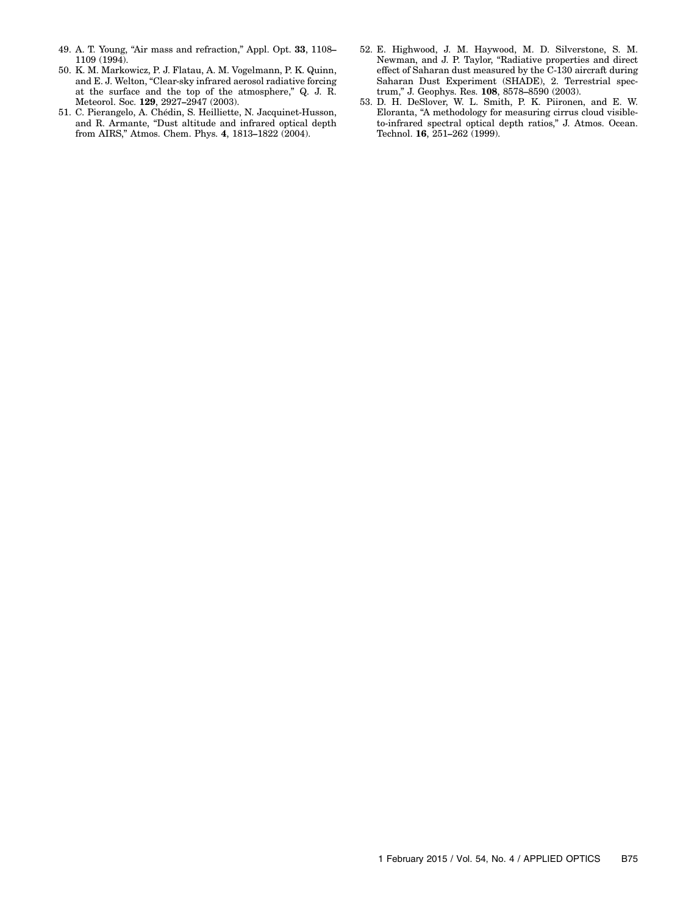49. A. T. Young, "Air mass and refraction," Appl. Opt. **33**, 1108–1109 (1994).
50. K. M. Markowicz, P. J. Flatau, A. M. Vogelmann, P. K. Quinn, and E. J. Welton, "Clear-sky infrared aerosol radiative forcing at the surface and the top of the atmosphere," Q. J. R. Meteorol. Soc. **129**, 2927–2947 (2003).
51. C. Pierangelo, A. Chédin, S. Heilliette, N. Jacquinet-Husson, and R. Armante, "Dust altitude and infrared optical depth from AIRS," Atmos. Chem. Phys. **4**, 1813–1822 (2004).
52. E. Highwood, J. M. Haywood, M. D. Silverstone, S. M. Newman, and J. P. Taylor, "Radiative properties and direct effect of Saharan dust measured by the C-130 aircraft during Saharan Dust Experiment (SHADE), 2. Terrestrial spectrum," J. Geophys. Res. **108**, 8578–8590 (2003).
53. D. H. DeSlover, W. L. Smith, P. K. Piironen, and E. W. Eloranta, "A methodology for measuring cirrus cloud visible-to-infrared spectral optical depth ratios," J. Atmos. Ocean. Technol. **16**, 251–262 (1999).